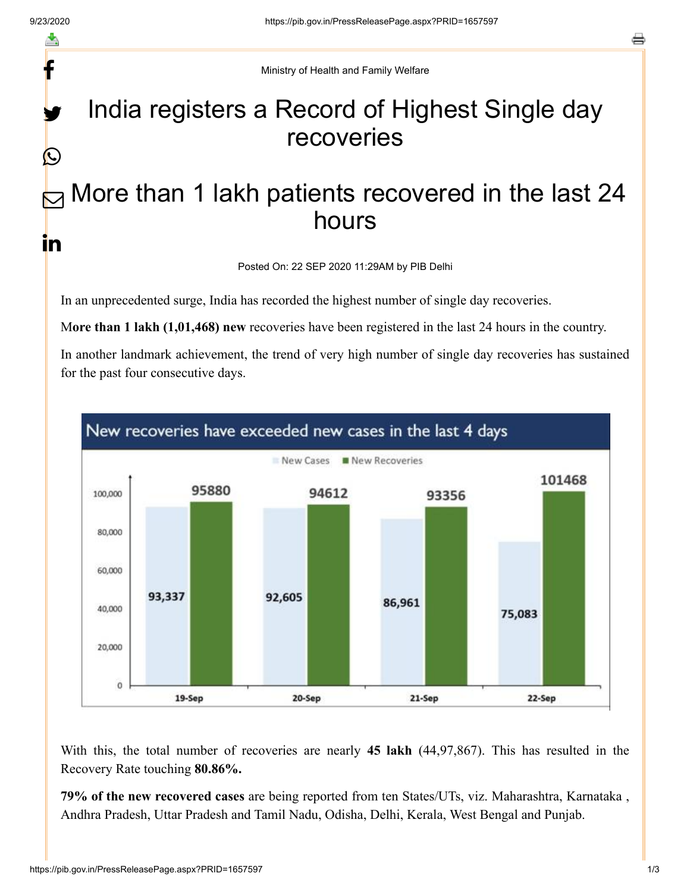Ministry of Health and Family Welfare

# India registers a Record of Highest Single day recoveries

## More than 1 lakh patients recovered in the last 24 hours

Posted On: 22 SEP 2020 11:29AM by PIB Delhi

In an unprecedented surge, India has recorded the highest number of single day recoveries.

M**ore than 1 lakh (1,01,468) new** recoveries have been registered in the last 24 hours in the country.

In another landmark achievement, the trend of very high number of single day recoveries has sustained for the past four consecutive days.

**New recoveries have exceeded new cases in the last 4 days**

| | New Cases | New Recoveries |
|---|---|---|
| 19-Sep | 93,337 | 95880 |
| 20-Sep | 92,605 | 94612 |
| 21-Sep | 86,961 | 93356 |
| 22-Sep | 75,083 | 101468 |

With this, the total number of recoveries are nearly **45 lakh** (44,97,867). This has resulted in the Recovery Rate touching **80.86%.**

**79% of the new recovered cases** are being reported from ten States/UTs, viz. Maharashtra, Karnataka , Andhra Pradesh, Uttar Pradesh and Tamil Nadu, Odisha, Delhi, Kerala, West Bengal and Punjab.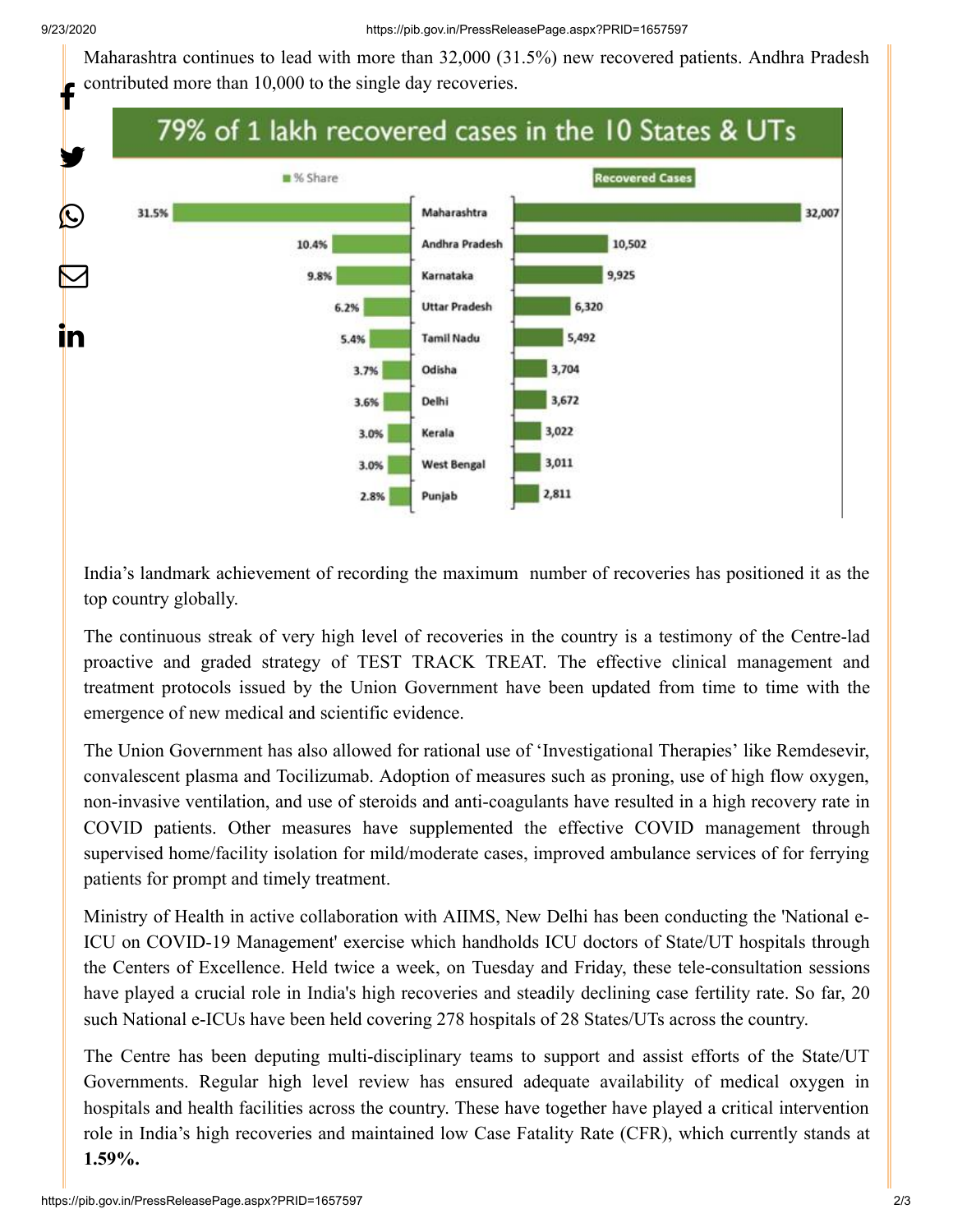Maharashtra continues to lead with more than 32,000 (31.5%) new recovered patients. Andhra Pradesh contributed more than 10,000 to the single day recoveries.

**79% of 1 lakh recovered cases in the 10 States & UTs**

| % Share | State/UT | Recovered Cases |
|---|---|---|
| 31.5% | Maharashtra | 32,007 |
| 10.4% | Andhra Pradesh | 10,502 |
| 9.8% | Karnataka | 9,925 |
| 6.2% | Uttar Pradesh | 6,320 |
| 5.4% | Tamil Nadu | 5,492 |
| 3.7% | Odisha | 3,704 |
| 3.6% | Delhi | 3,672 |
| 3.0% | Kerala | 3,022 |
| 3.0% | West Bengal | 3,011 |
| 2.8% | Punjab | 2,811 |

India's landmark achievement of recording the maximum number of recoveries has positioned it as the top country globally.

The continuous streak of very high level of recoveries in the country is a testimony of the Centre-lad proactive and graded strategy of TEST TRACK TREAT. The effective clinical management and treatment protocols issued by the Union Government have been updated from time to time with the emergence of new medical and scientific evidence.

The Union Government has also allowed for rational use of 'Investigational Therapies' like Remdesevir, convalescent plasma and Tocilizumab. Adoption of measures such as proning, use of high flow oxygen, non-invasive ventilation, and use of steroids and anti-coagulants have resulted in a high recovery rate in COVID patients. Other measures have supplemented the effective COVID management through supervised home/facility isolation for mild/moderate cases, improved ambulance services of for ferrying patients for prompt and timely treatment.

Ministry of Health in active collaboration with AIIMS, New Delhi has been conducting the 'National e-ICU on COVID-19 Management' exercise which handholds ICU doctors of State/UT hospitals through the Centers of Excellence. Held twice a week, on Tuesday and Friday, these tele-consultation sessions have played a crucial role in India's high recoveries and steadily declining case fertility rate. So far, 20 such National e-ICUs have been held covering 278 hospitals of 28 States/UTs across the country.

The Centre has been deputing multi-disciplinary teams to support and assist efforts of the State/UT Governments. Regular high level review has ensured adequate availability of medical oxygen in hospitals and health facilities across the country. These have together have played a critical intervention role in India's high recoveries and maintained low Case Fatality Rate (CFR), which currently stands at **1.59%.**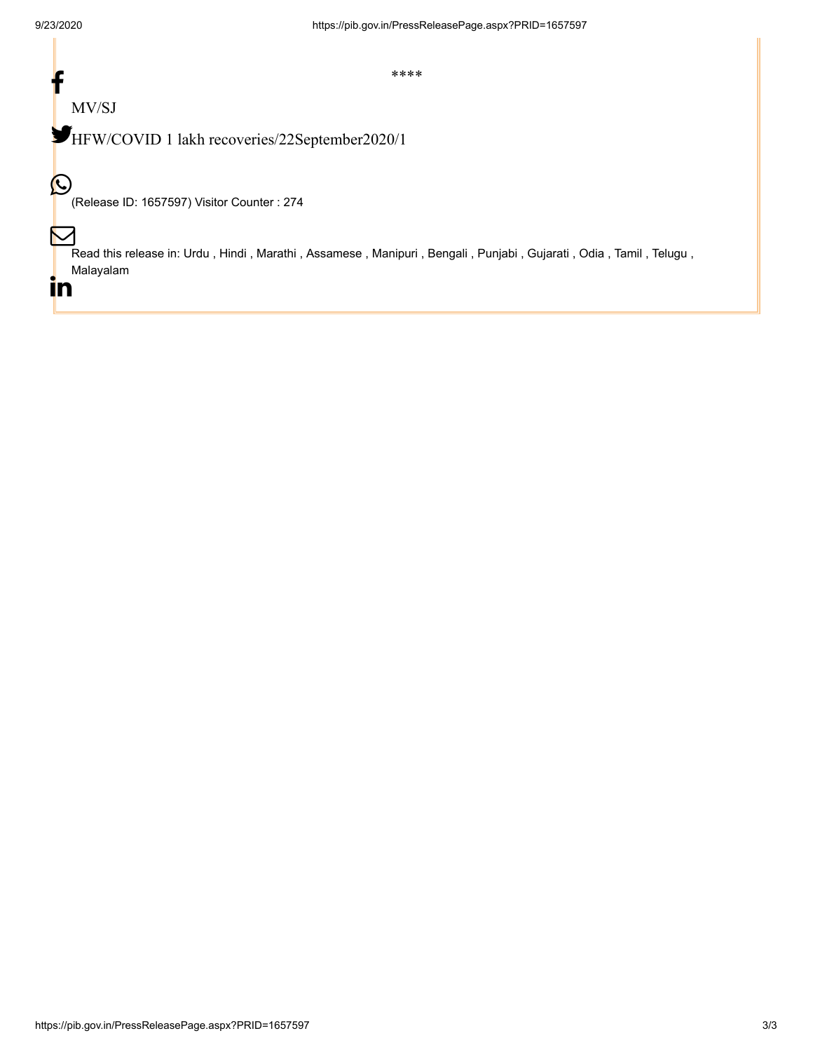****

MV/SJ

HFW/COVID 1 lakh recoveries/22September2020/1

(Release ID: 1657597) Visitor Counter : 274

Read this release in: Urdu , Hindi , Marathi , Assamese , Manipuri , Bengali , Punjabi , Gujarati , Odia , Tamil , Telugu , Malayalam